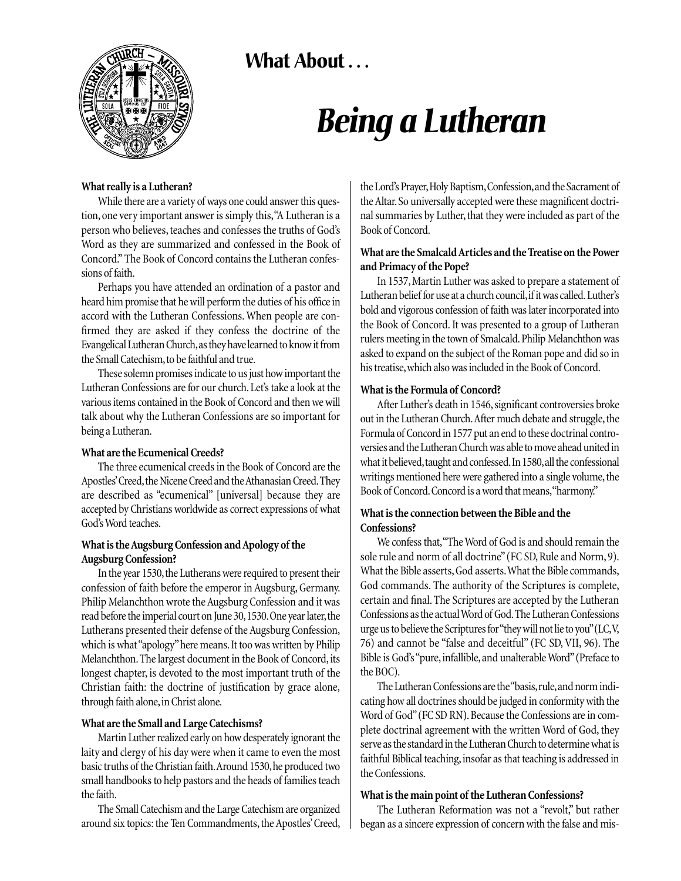# What About . . .

# *Being a Lutheran*

**What really is a Lutheran?**

While there are a variety of ways one could answer this question, one very important answer is simply this, "A Lutheran is a person who believes, teaches and confesses the truths of God's Word as they are summarized and confessed in the Book of Concord." The Book of Concord contains the Lutheran confessions of faith.

Perhaps you have attended an ordination of a pastor and heard him promise that he will perform the duties of his office in accord with the Lutheran Confessions. When people are confirmed they are asked if they confess the doctrine of the Evangelical Lutheran Church, as they have learned to know it from the Small Catechism, to be faithful and true.

These solemn promises indicate to us just how important the Lutheran Confessions are for our church. Let's take a look at the various items contained in the Book of Concord and then we will talk about why the Lutheran Confessions are so important for being a Lutheran.

**What are the Ecumenical Creeds?**

The three ecumenical creeds in the Book of Concord are the Apostles' Creed, the Nicene Creed and the Athanasian Creed. They are described as "ecumenical" [universal] because they are accepted by Christians worldwide as correct expressions of what God's Word teaches.

**What is the Augsburg Confession and Apology of the Augsburg Confession?**

In the year 1530, the Lutherans were required to present their confession of faith before the emperor in Augsburg, Germany. Philip Melanchthon wrote the Augsburg Confession and it was read before the imperial court on June 30, 1530. One year later, the Lutherans presented their defense of the Augsburg Confession, which is what "apology" here means. It too was written by Philip Melanchthon. The largest document in the Book of Concord, its longest chapter, is devoted to the most important truth of the Christian faith: the doctrine of justification by grace alone, through faith alone, in Christ alone.

**What are the Small and Large Catechisms?**

Martin Luther realized early on how desperately ignorant the laity and clergy of his day were when it came to even the most basic truths of the Christian faith. Around 1530, he produced two small handbooks to help pastors and the heads of families teach the faith.

The Small Catechism and the Large Catechism are organized around six topics: the Ten Commandments, the Apostles' Creed, the Lord's Prayer, Holy Baptism, Confession, and the Sacrament of the Altar. So universally accepted were these magnificent doctrinal summaries by Luther, that they were included as part of the Book of Concord.

**What are the Smalcald Articles and the Treatise on the Power and Primacy of the Pope?**

In 1537, Martin Luther was asked to prepare a statement of Lutheran belief for use at a church council, if it was called. Luther's bold and vigorous confession of faith was later incorporated into the Book of Concord. It was presented to a group of Lutheran rulers meeting in the town of Smalcald. Philip Melanchthon was asked to expand on the subject of the Roman pope and did so in his treatise, which also was included in the Book of Concord.

**What is the Formula of Concord?**

After Luther's death in 1546, significant controversies broke out in the Lutheran Church. After much debate and struggle, the Formula of Concord in 1577 put an end to these doctrinal controversies and the Lutheran Church was able to move ahead united in what it believed, taught and confessed. In 1580, all the confessional writings mentioned here were gathered into a single volume, the Book of Concord. Concord is a word that means, "harmony."

**What is the connection between the Bible and the Confessions?**

We confess that, "The Word of God is and should remain the sole rule and norm of all doctrine" (FC SD, Rule and Norm, 9). What the Bible asserts, God asserts. What the Bible commands, God commands. The authority of the Scriptures is complete, certain and final. The Scriptures are accepted by the Lutheran Confessions as the actual Word of God. The Lutheran Confessions urge us to believe the Scriptures for "they will not lie to you" (LC, V, 76) and cannot be "false and deceitful" (FC SD, VII, 96). The Bible is God's "pure, infallible, and unalterable Word" (Preface to the BOC).

The Lutheran Confessions are the "basis, rule, and norm indicating how all doctrines should be judged in conformity with the Word of God" (FC SD RN). Because the Confessions are in complete doctrinal agreement with the written Word of God, they serve as the standard in the Lutheran Church to determine what is faithful Biblical teaching, insofar as that teaching is addressed in the Confessions.

**What is the main point of the Lutheran Confessions?**

The Lutheran Reformation was not a "revolt," but rather began as a sincere expression of concern with the false and mis-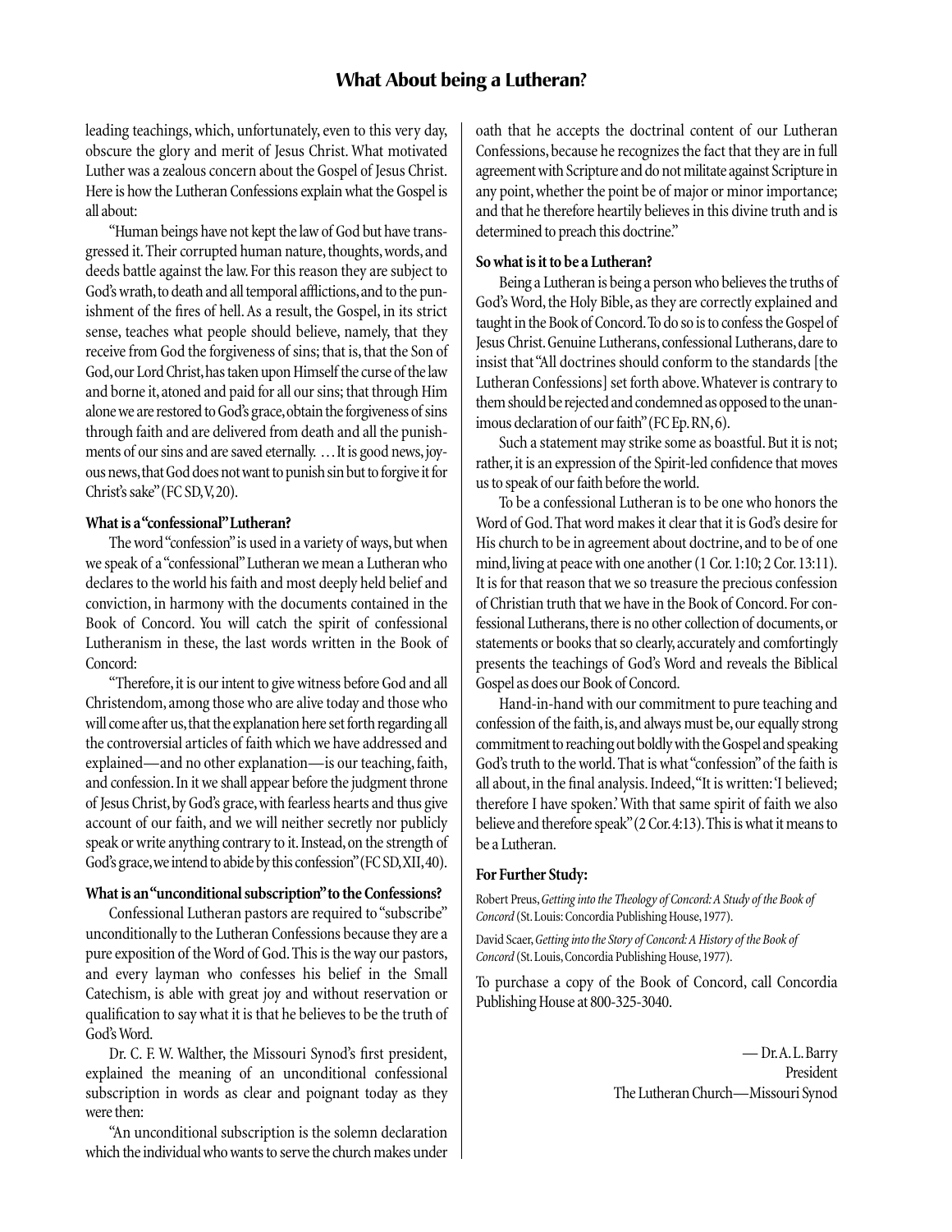leading teachings, which, unfortunately, even to this very day, obscure the glory and merit of Jesus Christ. What motivated Luther was a zealous concern about the Gospel of Jesus Christ. Here is how the Lutheran Confessions explain what the Gospel is all about:

"Human beings have not kept the law of God but have transgressed it. Their corrupted human nature, thoughts, words, and deeds battle against the law. For this reason they are subject to God's wrath, to death and all temporal afflictions, and to the punishment of the fires of hell. As a result, the Gospel, in its strict sense, teaches what people should believe, namely, that they receive from God the forgiveness of sins; that is, that the Son of God, our Lord Christ, has taken upon Himself the curse of the law and borne it, atoned and paid for all our sins; that through Him alone we are restored to God's grace, obtain the forgiveness of sins through faith and are delivered from death and all the punishments of our sins and are saved eternally. … It is good news, joyous news, that God does not want to punish sin but to forgive it for Christ's sake" (FC SD, V, 20).

**What is a "confessional" Lutheran?**

The word "confession" is used in a variety of ways, but when we speak of a "confessional" Lutheran we mean a Lutheran who declares to the world his faith and most deeply held belief and conviction, in harmony with the documents contained in the Book of Concord. You will catch the spirit of confessional Lutheranism in these, the last words written in the Book of Concord:

"Therefore, it is our intent to give witness before God and all Christendom, among those who are alive today and those who will come after us, that the explanation here set forth regarding all the controversial articles of faith which we have addressed and explained—and no other explanation—is our teaching, faith, and confession. In it we shall appear before the judgment throne of Jesus Christ, by God's grace, with fearless hearts and thus give account of our faith, and we will neither secretly nor publicly speak or write anything contrary to it. Instead, on the strength of God's grace, we intend to abide by this confession" (FC SD, XII, 40).

**What is an "unconditional subscription" to the Confessions?**

Confessional Lutheran pastors are required to "subscribe" unconditionally to the Lutheran Confessions because they are a pure exposition of the Word of God. This is the way our pastors, and every layman who confesses his belief in the Small Catechism, is able with great joy and without reservation or qualification to say what it is that he believes to be the truth of God's Word.

Dr. C. F. W. Walther, the Missouri Synod's first president, explained the meaning of an unconditional confessional subscription in words as clear and poignant today as they were then:

"An unconditional subscription is the solemn declaration which the individual who wants to serve the church makes under oath that he accepts the doctrinal content of our Lutheran Confessions, because he recognizes the fact that they are in full agreement with Scripture and do not militate against Scripture in any point, whether the point be of major or minor importance; and that he therefore heartily believes in this divine truth and is determined to preach this doctrine."

**So what is it to be a Lutheran?**

Being a Lutheran is being a person who believes the truths of God's Word, the Holy Bible, as they are correctly explained and taught in the Book of Concord. To do so is to confess the Gospel of Jesus Christ. Genuine Lutherans, confessional Lutherans, dare to insist that "All doctrines should conform to the standards [the Lutheran Confessions] set forth above. Whatever is contrary to them should be rejected and condemned as opposed to the unanimous declaration of our faith" (FC Ep. RN, 6).

Such a statement may strike some as boastful. But it is not; rather, it is an expression of the Spirit-led confidence that moves us to speak of our faith before the world.

To be a confessional Lutheran is to be one who honors the Word of God. That word makes it clear that it is God's desire for His church to be in agreement about doctrine, and to be of one mind, living at peace with one another (1 Cor. 1:10; 2 Cor. 13:11). It is for that reason that we so treasure the precious confession of Christian truth that we have in the Book of Concord. For confessional Lutherans, there is no other collection of documents, or statements or books that so clearly, accurately and comfortingly presents the teachings of God's Word and reveals the Biblical Gospel as does our Book of Concord.

Hand-in-hand with our commitment to pure teaching and confession of the faith, is, and always must be, our equally strong commitment to reaching out boldly with the Gospel and speaking God's truth to the world. That is what "confession" of the faith is all about, in the final analysis. Indeed, "It is written: 'I believed; therefore I have spoken.' With that same spirit of faith we also believe and therefore speak" (2 Cor. 4:13). This is what it means to be a Lutheran.

**For Further Study:**

Robert Preus, *Getting into the Theology of Concord: A Study of the Book of Concord* (St. Louis: Concordia Publishing House, 1977).

David Scaer, *Getting into the Story of Concord: A History of the Book of Concord* (St. Louis, Concordia Publishing House, 1977).

To purchase a copy of the Book of Concord, call Concordia Publishing House at 800-325-3040.

— Dr. A. L. Barry
President
The Lutheran Church—Missouri Synod